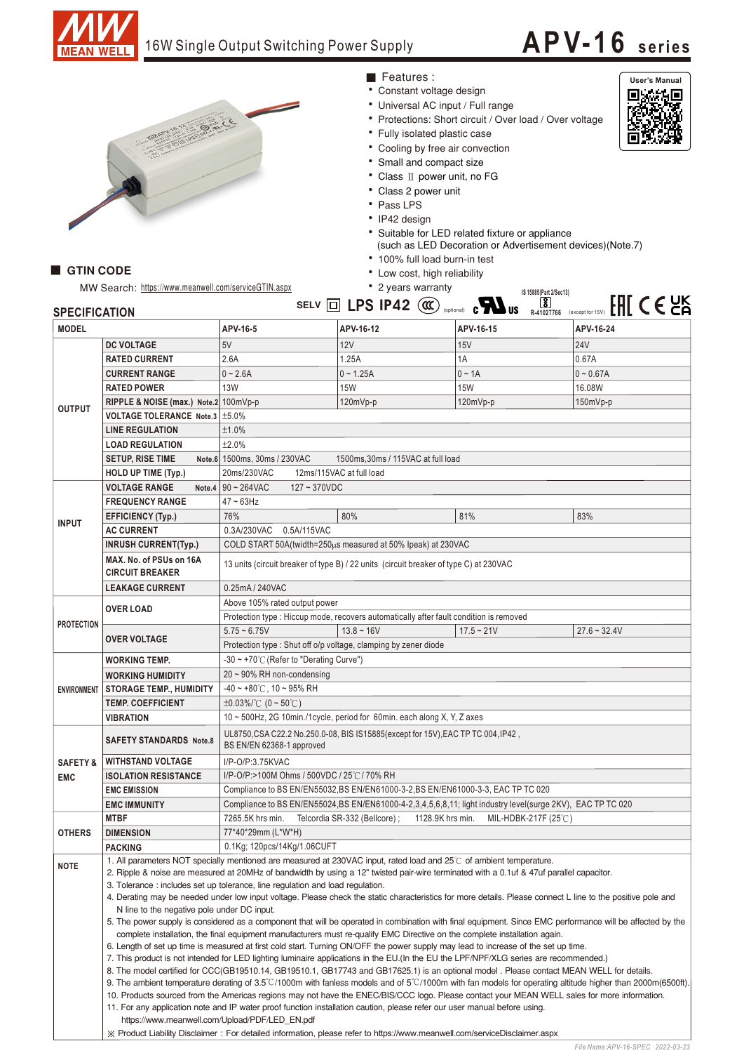# 16W Single Output Switching Power Supply

## APV-16 series

User's Manual

### ■ Features :

- Constant voltage design
- Universal AC input / Full range
- Protections: Short circuit / Over load / Over voltage
- Fully isolated plastic case
- Cooling by free air convection
- Small and compact size
- Class Ⅱ power unit, no FG
- Class 2 power unit
- Pass LPS
- IP42 design
- Suitable for LED related fixture or appliance (such as LED Decoration or Advertisement devices)(Note.7)
- 100% full load burn-in test
- Low cost, high reliability
- 2 years warranty

### ■ GTIN CODE

MW Search: https://www.meanwell.com/serviceGTIN.aspx

SELV LPS IP42 (optional) IS 15885(Part 2/Sec13) R-41027766 (except for 15V)

## SPECIFICATION

| MODEL | | APV-16-5 | APV-16-12 | APV-16-15 | APV-16-24 |
|---|---|---|---|---|---|
| OUTPUT | DC VOLTAGE | 5V | 12V | 15V | 24V |
| | RATED CURRENT | 2.6A | 1.25A | 1A | 0.67A |
| | CURRENT RANGE | 0 ~ 2.6A | 0 ~ 1.25A | 0 ~ 1A | 0 ~ 0.67A |
| | RATED POWER | 13W | 15W | 15W | 16.08W |
| | RIPPLE & NOISE (max.) Note.2 | 100mVp-p | 120mVp-p | 120mVp-p | 150mVp-p |
| | VOLTAGE TOLERANCE Note.3 | ±5.0% | | | |
| | LINE REGULATION | ±1.0% | | | |
| | LOAD REGULATION | ±2.0% | | | |
| | SETUP, RISE TIME Note.6 | 1500ms, 30ms / 230VAC 1500ms,30ms / 115VAC at full load | | | |
| | HOLD UP TIME (Typ.) | 20ms/230VAC 12ms/115VAC at full load | | | |
| INPUT | VOLTAGE RANGE Note.4 | 90 ~ 264VAC 127 ~ 370VDC | | | |
| | FREQUENCY RANGE | 47 ~ 63Hz | | | |
| | EFFICIENCY (Typ.) | 76% | 80% | 81% | 83% |
| | AC CURRENT | 0.3A/230VAC 0.5A/115VAC | | | |
| | INRUSH CURRENT(Typ.) | COLD START 50A(twidth=250μs measured at 50% Ipeak) at 230VAC | | | |
| | MAX. No. of PSUs on 16A CIRCUIT BREAKER | 13 units (circuit breaker of type B) / 22 units (circuit breaker of type C) at 230VAC | | | |
| | LEAKAGE CURRENT | 0.25mA / 240VAC | | | |
| PROTECTION | OVER LOAD | Above 105% rated output power | | | |
| | | Protection type : Hiccup mode, recovers automatically after fault condition is removed | | | |
| | OVER VOLTAGE | 5.75 ~ 6.75V | 13.8 ~ 16V | 17.5 ~ 21V | 27.6 ~ 32.4V |
| | | Protection type : Shut off o/p voltage, clamping by zener diode | | | |
| ENVIRONMENT | WORKING TEMP. | -30 ~ +70℃ (Refer to "Derating Curve") | | | |
| | WORKING HUMIDITY | 20 ~ 90% RH non-condensing | | | |
| | STORAGE TEMP., HUMIDITY | -40 ~ +80℃, 10 ~ 95% RH | | | |
| | TEMP. COEFFICIENT | ±0.03%/℃ (0 ~ 50℃) | | | |
| | VIBRATION | 10 ~ 500Hz, 2G 10min./1cycle, period for 60min. each along X, Y, Z axes | | | |
| SAFETY & EMC | SAFETY STANDARDS Note.8 | UL8750,CSA C22.2 No.250.0-08, BIS IS15885(except for 15V),EAC TP TC 004,IP42 , BS EN/EN 62368-1 approved | | | |
| | WITHSTAND VOLTAGE | I/P-O/P:3.75KVAC | | | |
| | ISOLATION RESISTANCE | I/P-O/P:>100M Ohms / 500VDC / 25℃/ 70% RH | | | |
| | EMC EMISSION | Compliance to BS EN/EN55032,BS EN/EN61000-3-2,BS EN/EN61000-3-3, EAC TP TC 020 | | | |
| | EMC IMMUNITY | Compliance to BS EN/EN55024,BS EN/EN61000-4-2,3,4,5,6,8,11; light industry level(surge 2KV), EAC TP TC 020 | | | |
| OTHERS | MTBF | 7265.5K hrs min. Telcordia SR-332 (Bellcore) ; 1128.9K hrs min. MIL-HDBK-217F (25℃) | | | |
| | DIMENSION | 77*40*29mm (L*W*H) | | | |
| | PACKING | 0.1Kg; 120pcs/14Kg/1.06CUFT | | | |

**NOTE**

1. All parameters NOT specially mentioned are measured at 230VAC input, rated load and 25℃ of ambient temperature.
2. Ripple & noise are measured at 20MHz of bandwidth by using a 12" twisted pair-wire terminated with a 0.1uf & 47uf parallel capacitor.
3. Tolerance : includes set up tolerance, line regulation and load regulation.
4. Derating may be needed under low input voltage. Please check the static characteristics for more details. Please connect L line to the positive pole and N line to the negative pole under DC input.
5. The power supply is considered as a component that will be operated in combination with final equipment. Since EMC performance will be affected by the complete installation, the final equipment manufacturers must re-qualify EMC Directive on the complete installation again.
6. Length of set up time is measured at first cold start. Turning ON/OFF the power supply may lead to increase of the set up time.
7. This product is not intended for LED lighting luminaire applications in the EU.(In the EU the LPF/NPF/XLG series are recommended.)
8. The model certified for CCC(GB19510.14, GB19510.1, GB17743 and GB17625.1) is an optional model . Please contact MEAN WELL for details.
9. The ambient temperature derating of 3.5℃/1000m with fanless models and of 5℃/1000m with fan models for operating altitude higher than 2000m(6500ft).
10. Products sourced from the Americas regions may not have the ENEC/BIS/CCC logo. Please contact your MEAN WELL sales for more information.
11. For any application note and IP water proof function installation caution, please refer our user manual before using. https://www.meanwell.com/Upload/PDF/LED_EN.pdf

※ Product Liability Disclaimer : For detailed information, please refer to https://www.meanwell.com/serviceDisclaimer.aspx

File Name:APV-16-SPEC 2022-03-23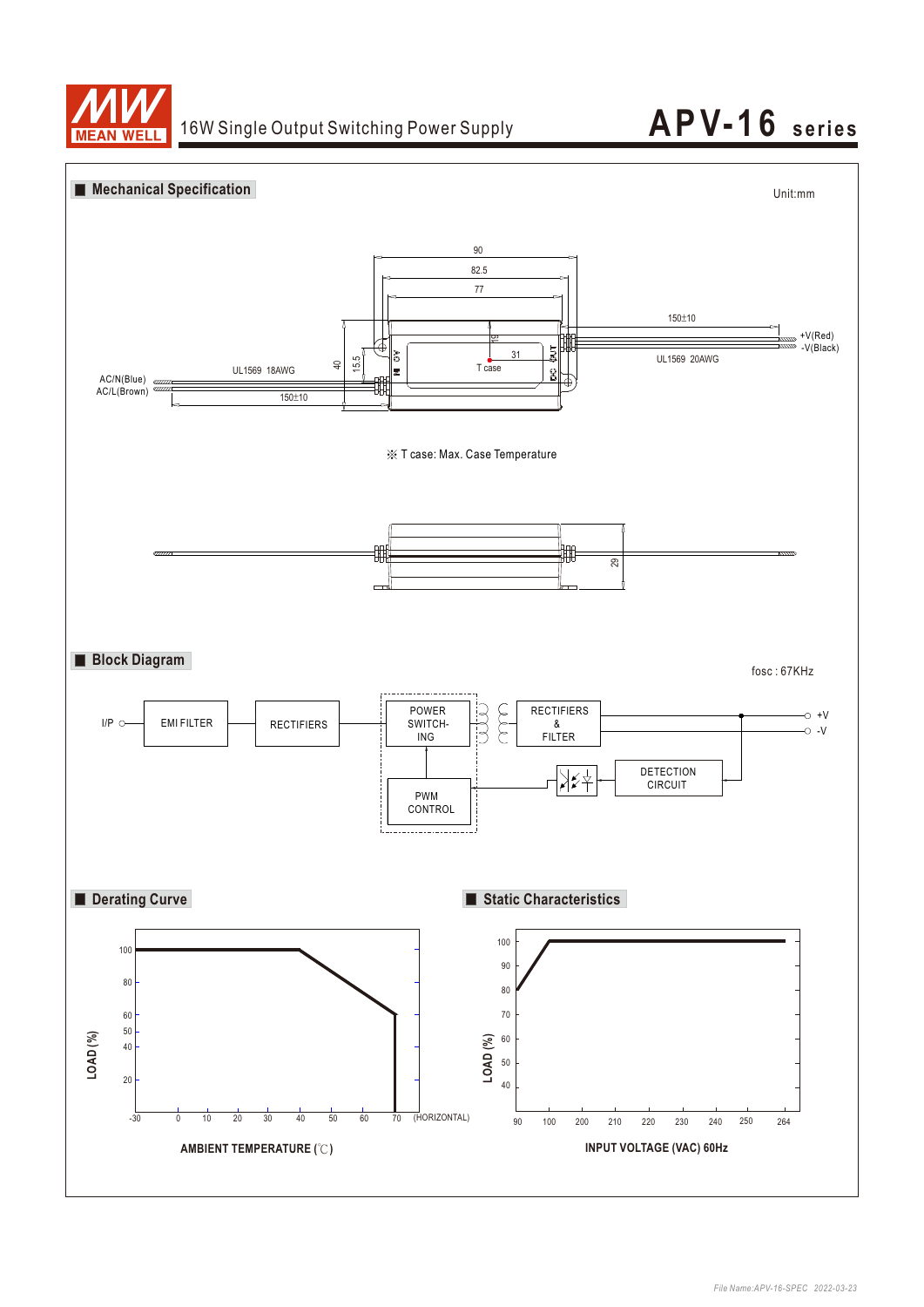MEAN WELL

16W Single Output Switching Power Supply

# APV-16 series

## Mechanical Specification

Unit:mm

90
82.5
77
150±10
+V(Red)
-V(Black)
UL1569 20AWG
19
31
T case
40
15.5
AC/N(Blue)
AC/L(Brown)
UL1569 18AWG
150±10

※ T case: Max. Case Temperature

29

## Block Diagram

fosc : 67KHz

I/P
EMI FILTER
RECTIFIERS
POWER SWITCH-ING
PWM CONTROL
RECTIFIERS & FILTER
DETECTION CIRCUIT
+V
-V

## Derating Curve

LOAD (%)
100
80
60
50
40
20
-30
0
10
20
30
40
50
60
70 (HORIZONTAL)

AMBIENT TEMPERATURE (℃)

## Static Characteristics

LOAD (%)
100
90
80
70
60
50
40
90
100
200
210
220
230
240
250
264

INPUT VOLTAGE (VAC) 60Hz

File Name:APV-16-SPEC 2022-03-23